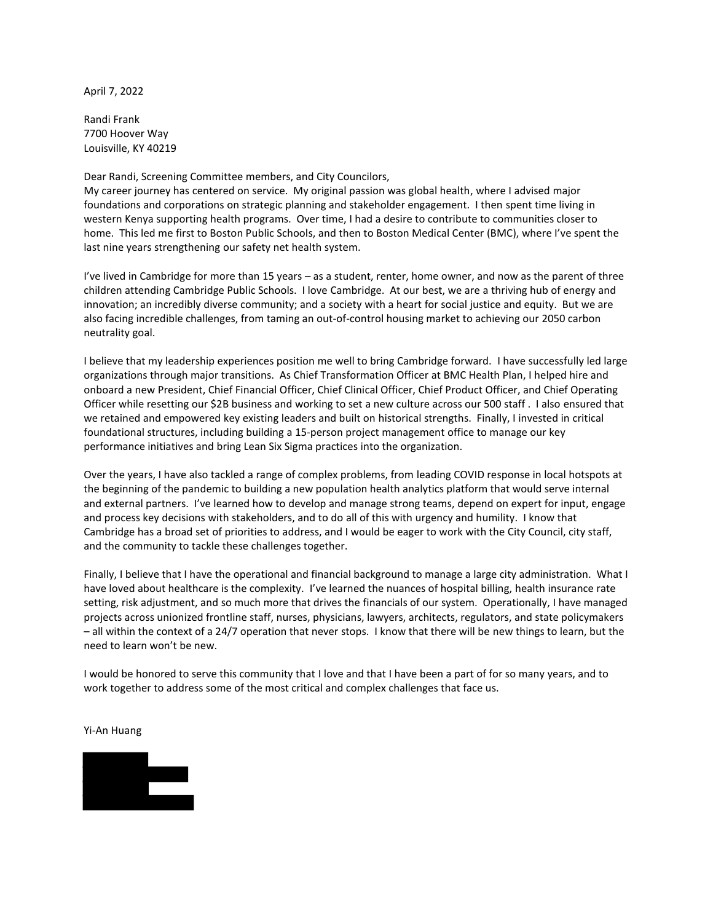April 7, 2022

Randi Frank
7700 Hoover Way
Louisville, KY 40219

Dear Randi, Screening Committee members, and City Councilors,
My career journey has centered on service. My original passion was global health, where I advised major foundations and corporations on strategic planning and stakeholder engagement. I then spent time living in western Kenya supporting health programs. Over time, I had a desire to contribute to communities closer to home. This led me first to Boston Public Schools, and then to Boston Medical Center (BMC), where I've spent the last nine years strengthening our safety net health system.

I've lived in Cambridge for more than 15 years – as a student, renter, home owner, and now as the parent of three children attending Cambridge Public Schools. I love Cambridge. At our best, we are a thriving hub of energy and innovation; an incredibly diverse community; and a society with a heart for social justice and equity. But we are also facing incredible challenges, from taming an out-of-control housing market to achieving our 2050 carbon neutrality goal.

I believe that my leadership experiences position me well to bring Cambridge forward. I have successfully led large organizations through major transitions. As Chief Transformation Officer at BMC Health Plan, I helped hire and onboard a new President, Chief Financial Officer, Chief Clinical Officer, Chief Product Officer, and Chief Operating Officer while resetting our $2B business and working to set a new culture across our 500 staff . I also ensured that we retained and empowered key existing leaders and built on historical strengths. Finally, I invested in critical foundational structures, including building a 15-person project management office to manage our key performance initiatives and bring Lean Six Sigma practices into the organization.

Over the years, I have also tackled a range of complex problems, from leading COVID response in local hotspots at the beginning of the pandemic to building a new population health analytics platform that would serve internal and external partners. I've learned how to develop and manage strong teams, depend on expert for input, engage and process key decisions with stakeholders, and to do all of this with urgency and humility. I know that Cambridge has a broad set of priorities to address, and I would be eager to work with the City Council, city staff, and the community to tackle these challenges together.

Finally, I believe that I have the operational and financial background to manage a large city administration. What I have loved about healthcare is the complexity. I've learned the nuances of hospital billing, health insurance rate setting, risk adjustment, and so much more that drives the financials of our system. Operationally, I have managed projects across unionized frontline staff, nurses, physicians, lawyers, architects, regulators, and state policymakers – all within the context of a 24/7 operation that never stops. I know that there will be new things to learn, but the need to learn won't be new.

I would be honored to serve this community that I love and that I have been a part of for so many years, and to work together to address some of the most critical and complex challenges that face us.

Yi-An Huang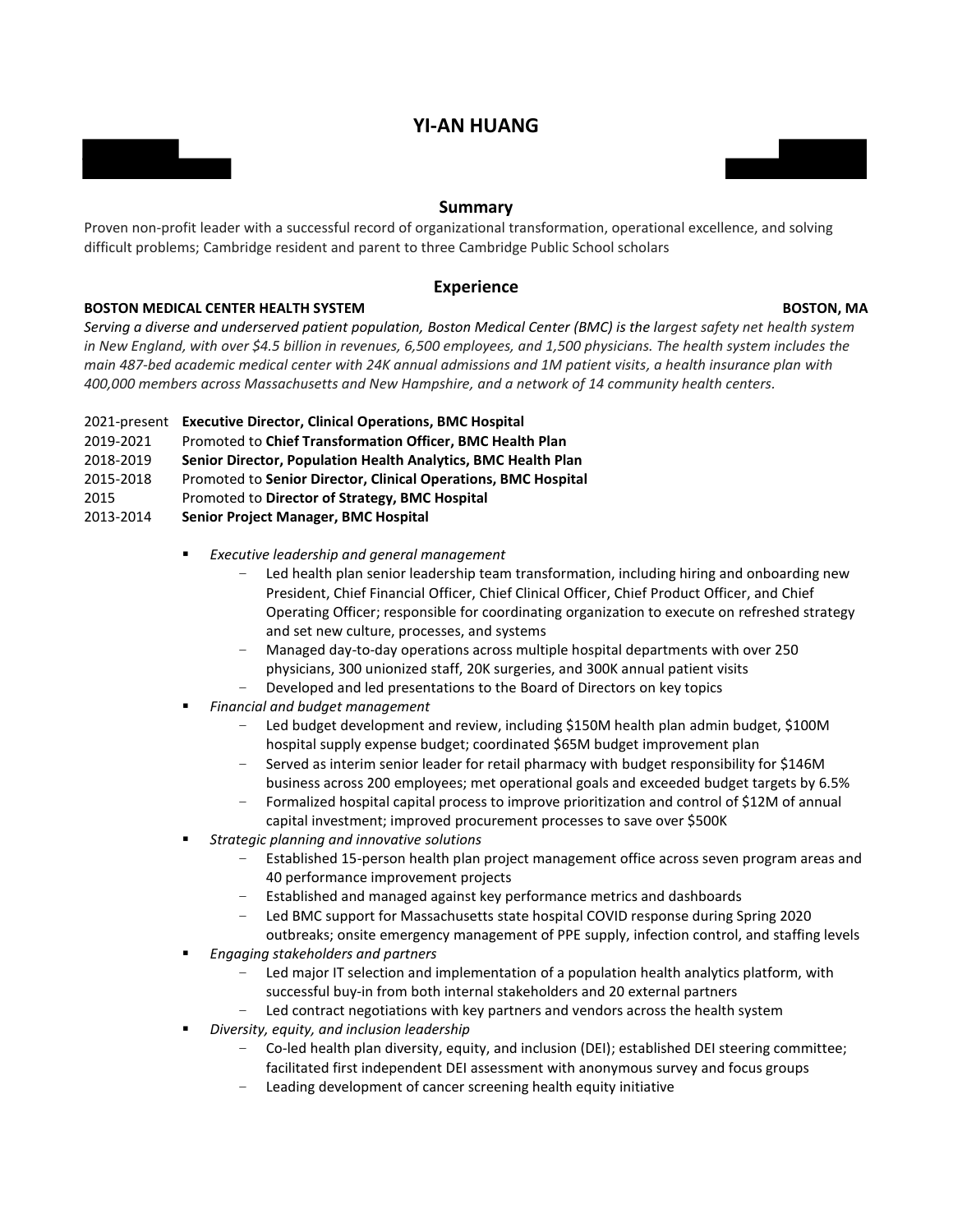# YI-AN HUANG

## Summary

Proven non-profit leader with a successful record of organizational transformation, operational excellence, and solving difficult problems; Cambridge resident and parent to three Cambridge Public School scholars

## Experience

**BOSTON MEDICAL CENTER HEALTH SYSTEM** **BOSTON, MA**

*Serving a diverse and underserved patient population, Boston Medical Center (BMC) is the largest safety net health system in New England, with over $4.5 billion in revenues, 6,500 employees, and 1,500 physicians. The health system includes the main 487-bed academic medical center with 24K annual admissions and 1M patient visits, a health insurance plan with 400,000 members across Massachusetts and New Hampshire, and a network of 14 community health centers.*

2021-present **Executive Director, Clinical Operations, BMC Hospital**
2019-2021 Promoted to **Chief Transformation Officer, BMC Health Plan**
2018-2019 **Senior Director, Population Health Analytics, BMC Health Plan**
2015-2018 Promoted to **Senior Director, Clinical Operations, BMC Hospital**
2015 Promoted to **Director of Strategy, BMC Hospital**
2013-2014 **Senior Project Manager, BMC Hospital**

- *Executive leadership and general management*
  - Led health plan senior leadership team transformation, including hiring and onboarding new President, Chief Financial Officer, Chief Clinical Officer, Chief Product Officer, and Chief Operating Officer; responsible for coordinating organization to execute on refreshed strategy and set new culture, processes, and systems
  - Managed day-to-day operations across multiple hospital departments with over 250 physicians, 300 unionized staff, 20K surgeries, and 300K annual patient visits
  - Developed and led presentations to the Board of Directors on key topics
- *Financial and budget management*
  - Led budget development and review, including $150M health plan admin budget, $100M hospital supply expense budget; coordinated $65M budget improvement plan
  - Served as interim senior leader for retail pharmacy with budget responsibility for $146M business across 200 employees; met operational goals and exceeded budget targets by 6.5%
  - Formalized hospital capital process to improve prioritization and control of $12M of annual capital investment; improved procurement processes to save over $500K
- *Strategic planning and innovative solutions*
  - Established 15-person health plan project management office across seven program areas and 40 performance improvement projects
  - Established and managed against key performance metrics and dashboards
  - Led BMC support for Massachusetts state hospital COVID response during Spring 2020 outbreaks; onsite emergency management of PPE supply, infection control, and staffing levels
- *Engaging stakeholders and partners*
  - Led major IT selection and implementation of a population health analytics platform, with successful buy-in from both internal stakeholders and 20 external partners
  - Led contract negotiations with key partners and vendors across the health system
- *Diversity, equity, and inclusion leadership*
  - Co-led health plan diversity, equity, and inclusion (DEI); established DEI steering committee; facilitated first independent DEI assessment with anonymous survey and focus groups
  - Leading development of cancer screening health equity initiative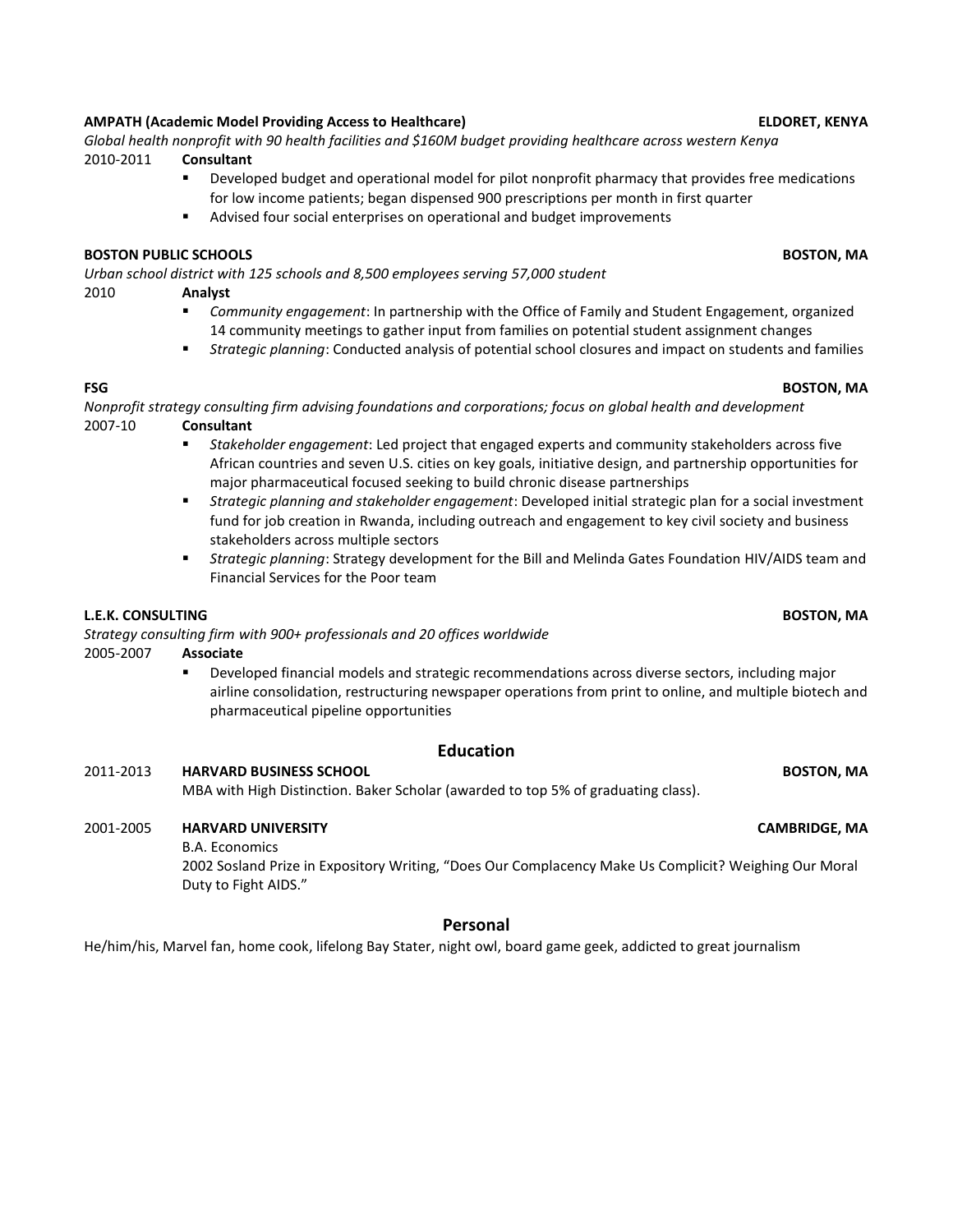**AMPATH (Academic Model Providing Access to Healthcare)** **ELDORET, KENYA**

*Global health nonprofit with 90 health facilities and $160M budget providing healthcare across western Kenya*

2010-2011 **Consultant**

- Developed budget and operational model for pilot nonprofit pharmacy that provides free medications for low income patients; began dispensed 900 prescriptions per month in first quarter
- Advised four social enterprises on operational and budget improvements

**BOSTON PUBLIC SCHOOLS** **BOSTON, MA**

*Urban school district with 125 schools and 8,500 employees serving 57,000 student*

2010 **Analyst**

- *Community engagement*: In partnership with the Office of Family and Student Engagement, organized 14 community meetings to gather input from families on potential student assignment changes
- *Strategic planning*: Conducted analysis of potential school closures and impact on students and families

**FSG** **BOSTON, MA**

*Nonprofit strategy consulting firm advising foundations and corporations; focus on global health and development*

2007-10 **Consultant**

- *Stakeholder engagement*: Led project that engaged experts and community stakeholders across five African countries and seven U.S. cities on key goals, initiative design, and partnership opportunities for major pharmaceutical focused seeking to build chronic disease partnerships
- *Strategic planning and stakeholder engagement*: Developed initial strategic plan for a social investment fund for job creation in Rwanda, including outreach and engagement to key civil society and business stakeholders across multiple sectors
- *Strategic planning*: Strategy development for the Bill and Melinda Gates Foundation HIV/AIDS team and Financial Services for the Poor team

**L.E.K. CONSULTING** **BOSTON, MA**

*Strategy consulting firm with 900+ professionals and 20 offices worldwide*

2005-2007 **Associate**

- Developed financial models and strategic recommendations across diverse sectors, including major airline consolidation, restructuring newspaper operations from print to online, and multiple biotech and pharmaceutical pipeline opportunities

## Education

2011-2013 **HARVARD BUSINESS SCHOOL** **BOSTON, MA**

MBA with High Distinction. Baker Scholar (awarded to top 5% of graduating class).

2001-2005 **HARVARD UNIVERSITY** **CAMBRIDGE, MA**

B.A. Economics

2002 Sosland Prize in Expository Writing, "Does Our Complacency Make Us Complicit? Weighing Our Moral Duty to Fight AIDS."

## Personal

He/him/his, Marvel fan, home cook, lifelong Bay Stater, night owl, board game geek, addicted to great journalism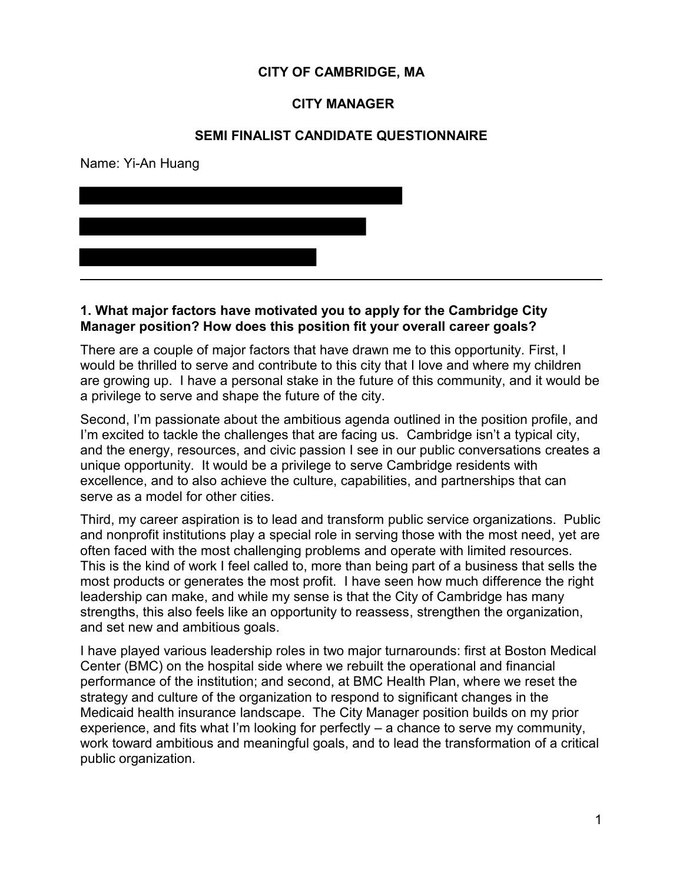**CITY OF CAMBRIDGE, MA**

**CITY MANAGER**

**SEMI FINALIST CANDIDATE QUESTIONNAIRE**

Name: Yi-An Huang

---

### 1. What major factors have motivated you to apply for the Cambridge City Manager position? How does this position fit your overall career goals?

There are a couple of major factors that have drawn me to this opportunity. First, I would be thrilled to serve and contribute to this city that I love and where my children are growing up. I have a personal stake in the future of this community, and it would be a privilege to serve and shape the future of the city.

Second, I'm passionate about the ambitious agenda outlined in the position profile, and I'm excited to tackle the challenges that are facing us. Cambridge isn't a typical city, and the energy, resources, and civic passion I see in our public conversations creates a unique opportunity. It would be a privilege to serve Cambridge residents with excellence, and to also achieve the culture, capabilities, and partnerships that can serve as a model for other cities.

Third, my career aspiration is to lead and transform public service organizations. Public and nonprofit institutions play a special role in serving those with the most need, yet are often faced with the most challenging problems and operate with limited resources. This is the kind of work I feel called to, more than being part of a business that sells the most products or generates the most profit. I have seen how much difference the right leadership can make, and while my sense is that the City of Cambridge has many strengths, this also feels like an opportunity to reassess, strengthen the organization, and set new and ambitious goals.

I have played various leadership roles in two major turnarounds: first at Boston Medical Center (BMC) on the hospital side where we rebuilt the operational and financial performance of the institution; and second, at BMC Health Plan, where we reset the strategy and culture of the organization to respond to significant changes in the Medicaid health insurance landscape. The City Manager position builds on my prior experience, and fits what I'm looking for perfectly – a chance to serve my community, work toward ambitious and meaningful goals, and to lead the transformation of a critical public organization.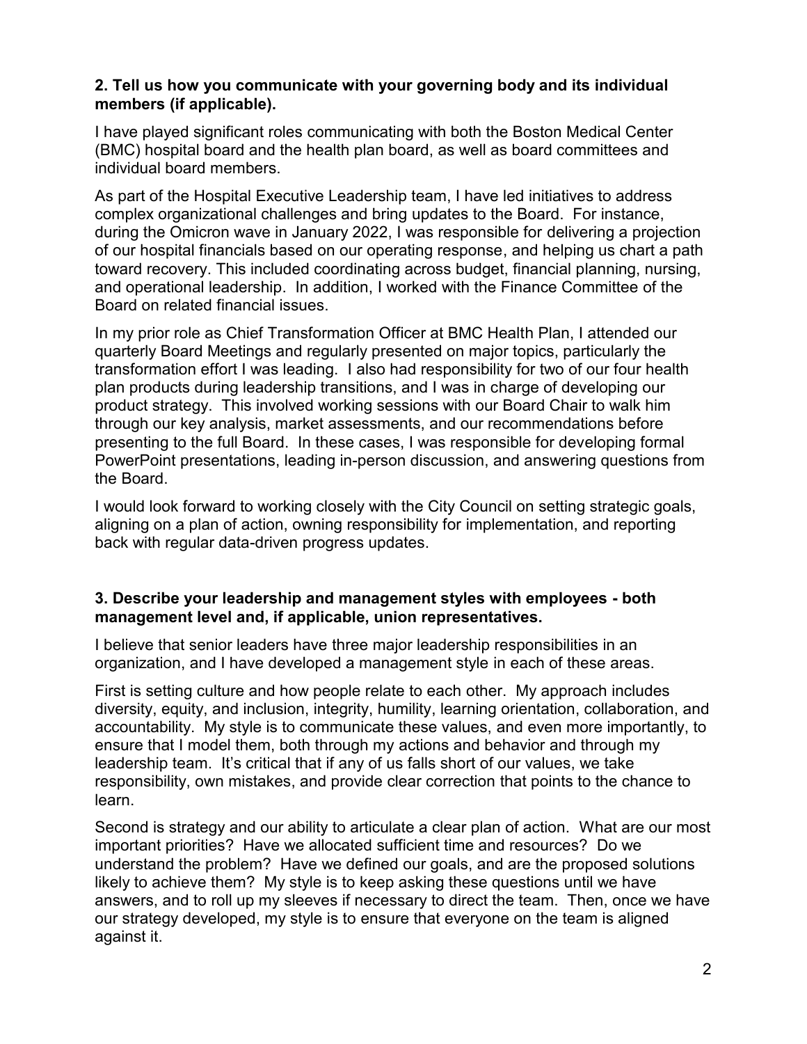**2. Tell us how you communicate with your governing body and its individual members (if applicable).**

I have played significant roles communicating with both the Boston Medical Center (BMC) hospital board and the health plan board, as well as board committees and individual board members.

As part of the Hospital Executive Leadership team, I have led initiatives to address complex organizational challenges and bring updates to the Board. For instance, during the Omicron wave in January 2022, I was responsible for delivering a projection of our hospital financials based on our operating response, and helping us chart a path toward recovery. This included coordinating across budget, financial planning, nursing, and operational leadership. In addition, I worked with the Finance Committee of the Board on related financial issues.

In my prior role as Chief Transformation Officer at BMC Health Plan, I attended our quarterly Board Meetings and regularly presented on major topics, particularly the transformation effort I was leading. I also had responsibility for two of our four health plan products during leadership transitions, and I was in charge of developing our product strategy. This involved working sessions with our Board Chair to walk him through our key analysis, market assessments, and our recommendations before presenting to the full Board. In these cases, I was responsible for developing formal PowerPoint presentations, leading in-person discussion, and answering questions from the Board.

I would look forward to working closely with the City Council on setting strategic goals, aligning on a plan of action, owning responsibility for implementation, and reporting back with regular data-driven progress updates.

**3. Describe your leadership and management styles with employees - both management level and, if applicable, union representatives.**

I believe that senior leaders have three major leadership responsibilities in an organization, and I have developed a management style in each of these areas.

First is setting culture and how people relate to each other. My approach includes diversity, equity, and inclusion, integrity, humility, learning orientation, collaboration, and accountability. My style is to communicate these values, and even more importantly, to ensure that I model them, both through my actions and behavior and through my leadership team. It's critical that if any of us falls short of our values, we take responsibility, own mistakes, and provide clear correction that points to the chance to learn.

Second is strategy and our ability to articulate a clear plan of action. What are our most important priorities? Have we allocated sufficient time and resources? Do we understand the problem? Have we defined our goals, and are the proposed solutions likely to achieve them? My style is to keep asking these questions until we have answers, and to roll up my sleeves if necessary to direct the team. Then, once we have our strategy developed, my style is to ensure that everyone on the team is aligned against it.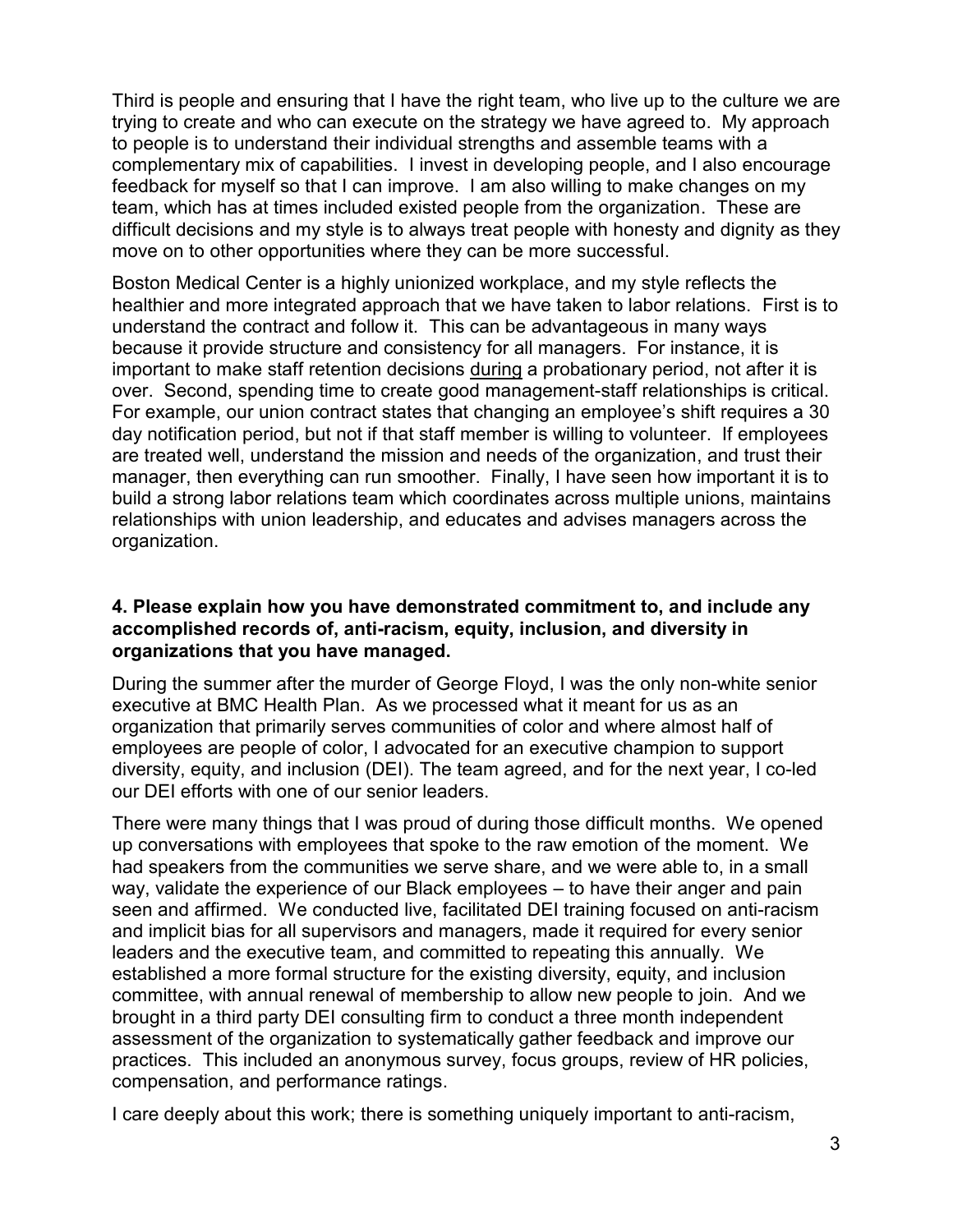Third is people and ensuring that I have the right team, who live up to the culture we are trying to create and who can execute on the strategy we have agreed to. My approach to people is to understand their individual strengths and assemble teams with a complementary mix of capabilities. I invest in developing people, and I also encourage feedback for myself so that I can improve. I am also willing to make changes on my team, which has at times included existed people from the organization. These are difficult decisions and my style is to always treat people with honesty and dignity as they move on to other opportunities where they can be more successful.

Boston Medical Center is a highly unionized workplace, and my style reflects the healthier and more integrated approach that we have taken to labor relations. First is to understand the contract and follow it. This can be advantageous in many ways because it provide structure and consistency for all managers. For instance, it is important to make staff retention decisions <u>during</u> a probationary period, not after it is over. Second, spending time to create good management-staff relationships is critical. For example, our union contract states that changing an employee's shift requires a 30 day notification period, but not if that staff member is willing to volunteer. If employees are treated well, understand the mission and needs of the organization, and trust their manager, then everything can run smoother. Finally, I have seen how important it is to build a strong labor relations team which coordinates across multiple unions, maintains relationships with union leadership, and educates and advises managers across the organization.

**4. Please explain how you have demonstrated commitment to, and include any accomplished records of, anti-racism, equity, inclusion, and diversity in organizations that you have managed.**

During the summer after the murder of George Floyd, I was the only non-white senior executive at BMC Health Plan. As we processed what it meant for us as an organization that primarily serves communities of color and where almost half of employees are people of color, I advocated for an executive champion to support diversity, equity, and inclusion (DEI). The team agreed, and for the next year, I co-led our DEI efforts with one of our senior leaders.

There were many things that I was proud of during those difficult months. We opened up conversations with employees that spoke to the raw emotion of the moment. We had speakers from the communities we serve share, and we were able to, in a small way, validate the experience of our Black employees – to have their anger and pain seen and affirmed. We conducted live, facilitated DEI training focused on anti-racism and implicit bias for all supervisors and managers, made it required for every senior leaders and the executive team, and committed to repeating this annually. We established a more formal structure for the existing diversity, equity, and inclusion committee, with annual renewal of membership to allow new people to join. And we brought in a third party DEI consulting firm to conduct a three month independent assessment of the organization to systematically gather feedback and improve our practices. This included an anonymous survey, focus groups, review of HR policies, compensation, and performance ratings.

I care deeply about this work; there is something uniquely important to anti-racism,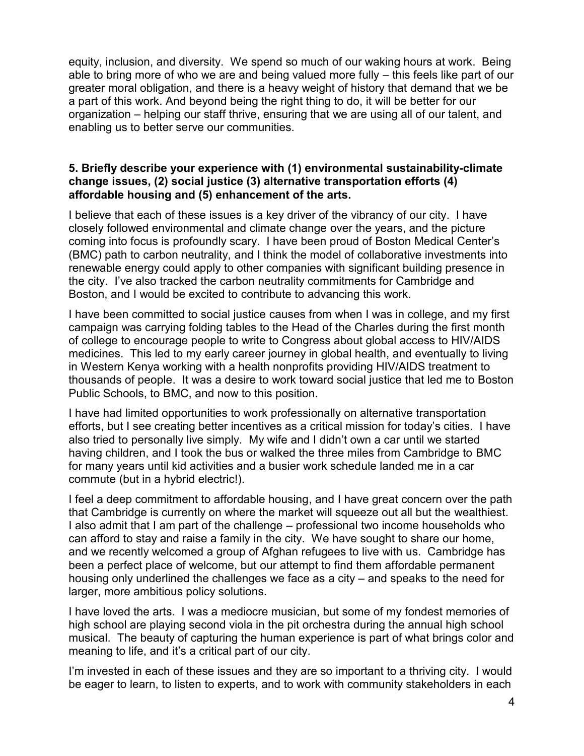equity, inclusion, and diversity. We spend so much of our waking hours at work. Being able to bring more of who we are and being valued more fully – this feels like part of our greater moral obligation, and there is a heavy weight of history that demand that we be a part of this work. And beyond being the right thing to do, it will be better for our organization – helping our staff thrive, ensuring that we are using all of our talent, and enabling us to better serve our communities.

**5. Briefly describe your experience with (1) environmental sustainability-climate change issues, (2) social justice (3) alternative transportation efforts (4) affordable housing and (5) enhancement of the arts.**

I believe that each of these issues is a key driver of the vibrancy of our city. I have closely followed environmental and climate change over the years, and the picture coming into focus is profoundly scary. I have been proud of Boston Medical Center's (BMC) path to carbon neutrality, and I think the model of collaborative investments into renewable energy could apply to other companies with significant building presence in the city. I've also tracked the carbon neutrality commitments for Cambridge and Boston, and I would be excited to contribute to advancing this work.

I have been committed to social justice causes from when I was in college, and my first campaign was carrying folding tables to the Head of the Charles during the first month of college to encourage people to write to Congress about global access to HIV/AIDS medicines. This led to my early career journey in global health, and eventually to living in Western Kenya working with a health nonprofits providing HIV/AIDS treatment to thousands of people. It was a desire to work toward social justice that led me to Boston Public Schools, to BMC, and now to this position.

I have had limited opportunities to work professionally on alternative transportation efforts, but I see creating better incentives as a critical mission for today's cities. I have also tried to personally live simply. My wife and I didn't own a car until we started having children, and I took the bus or walked the three miles from Cambridge to BMC for many years until kid activities and a busier work schedule landed me in a car commute (but in a hybrid electric!).

I feel a deep commitment to affordable housing, and I have great concern over the path that Cambridge is currently on where the market will squeeze out all but the wealthiest. I also admit that I am part of the challenge – professional two income households who can afford to stay and raise a family in the city. We have sought to share our home, and we recently welcomed a group of Afghan refugees to live with us. Cambridge has been a perfect place of welcome, but our attempt to find them affordable permanent housing only underlined the challenges we face as a city – and speaks to the need for larger, more ambitious policy solutions.

I have loved the arts. I was a mediocre musician, but some of my fondest memories of high school are playing second viola in the pit orchestra during the annual high school musical. The beauty of capturing the human experience is part of what brings color and meaning to life, and it's a critical part of our city.

I'm invested in each of these issues and they are so important to a thriving city. I would be eager to learn, to listen to experts, and to work with community stakeholders in each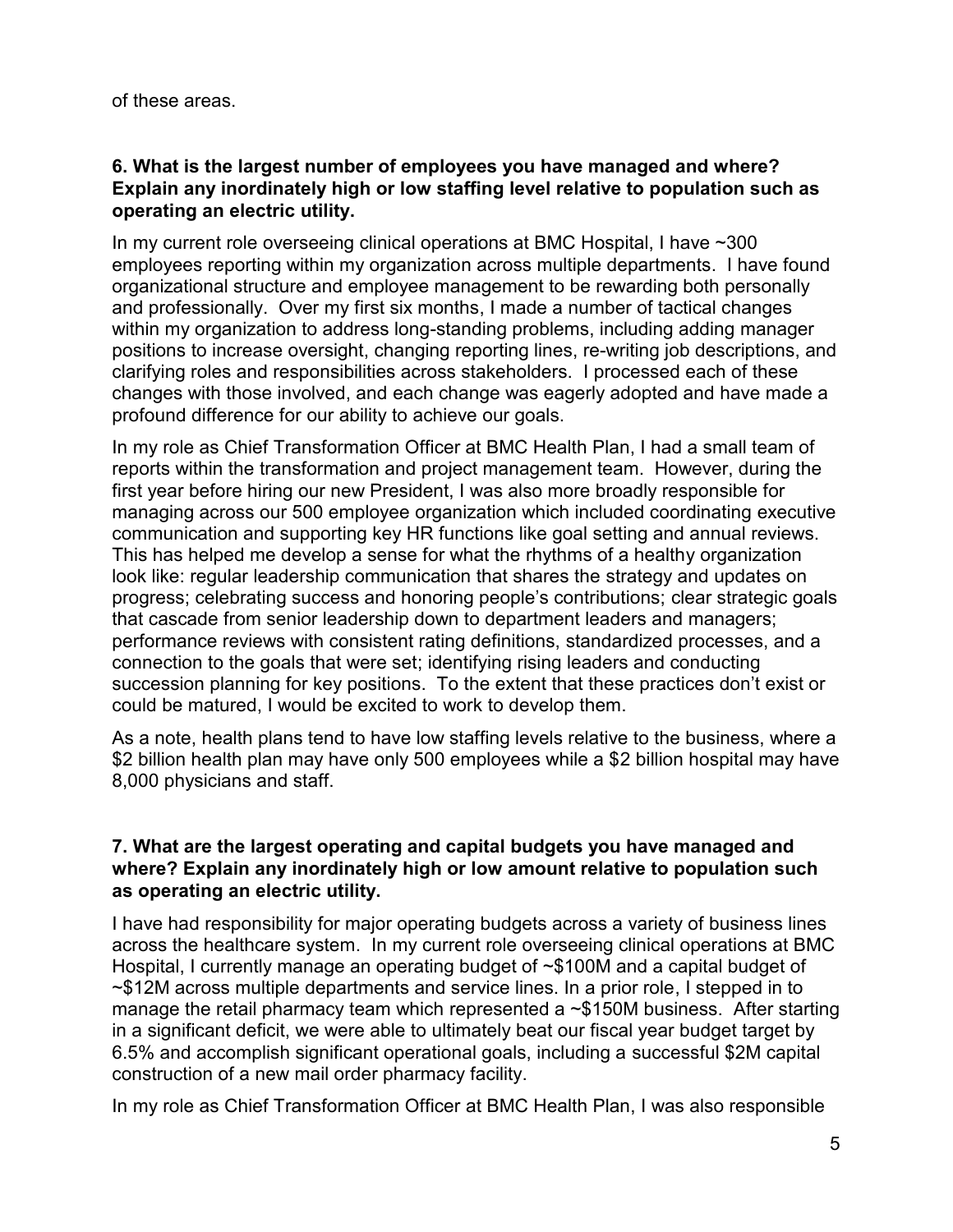of these areas.

**6. What is the largest number of employees you have managed and where? Explain any inordinately high or low staffing level relative to population such as operating an electric utility.**

In my current role overseeing clinical operations at BMC Hospital, I have ~300 employees reporting within my organization across multiple departments. I have found organizational structure and employee management to be rewarding both personally and professionally. Over my first six months, I made a number of tactical changes within my organization to address long-standing problems, including adding manager positions to increase oversight, changing reporting lines, re-writing job descriptions, and clarifying roles and responsibilities across stakeholders. I processed each of these changes with those involved, and each change was eagerly adopted and have made a profound difference for our ability to achieve our goals.

In my role as Chief Transformation Officer at BMC Health Plan, I had a small team of reports within the transformation and project management team. However, during the first year before hiring our new President, I was also more broadly responsible for managing across our 500 employee organization which included coordinating executive communication and supporting key HR functions like goal setting and annual reviews. This has helped me develop a sense for what the rhythms of a healthy organization look like: regular leadership communication that shares the strategy and updates on progress; celebrating success and honoring people's contributions; clear strategic goals that cascade from senior leadership down to department leaders and managers; performance reviews with consistent rating definitions, standardized processes, and a connection to the goals that were set; identifying rising leaders and conducting succession planning for key positions. To the extent that these practices don't exist or could be matured, I would be excited to work to develop them.

As a note, health plans tend to have low staffing levels relative to the business, where a $2 billion health plan may have only 500 employees while a $2 billion hospital may have 8,000 physicians and staff.

**7. What are the largest operating and capital budgets you have managed and where? Explain any inordinately high or low amount relative to population such as operating an electric utility.**

I have had responsibility for major operating budgets across a variety of business lines across the healthcare system. In my current role overseeing clinical operations at BMC Hospital, I currently manage an operating budget of ~$100M and a capital budget of ~$12M across multiple departments and service lines. In a prior role, I stepped in to manage the retail pharmacy team which represented a ~$150M business. After starting in a significant deficit, we were able to ultimately beat our fiscal year budget target by 6.5% and accomplish significant operational goals, including a successful $2M capital construction of a new mail order pharmacy facility.

In my role as Chief Transformation Officer at BMC Health Plan, I was also responsible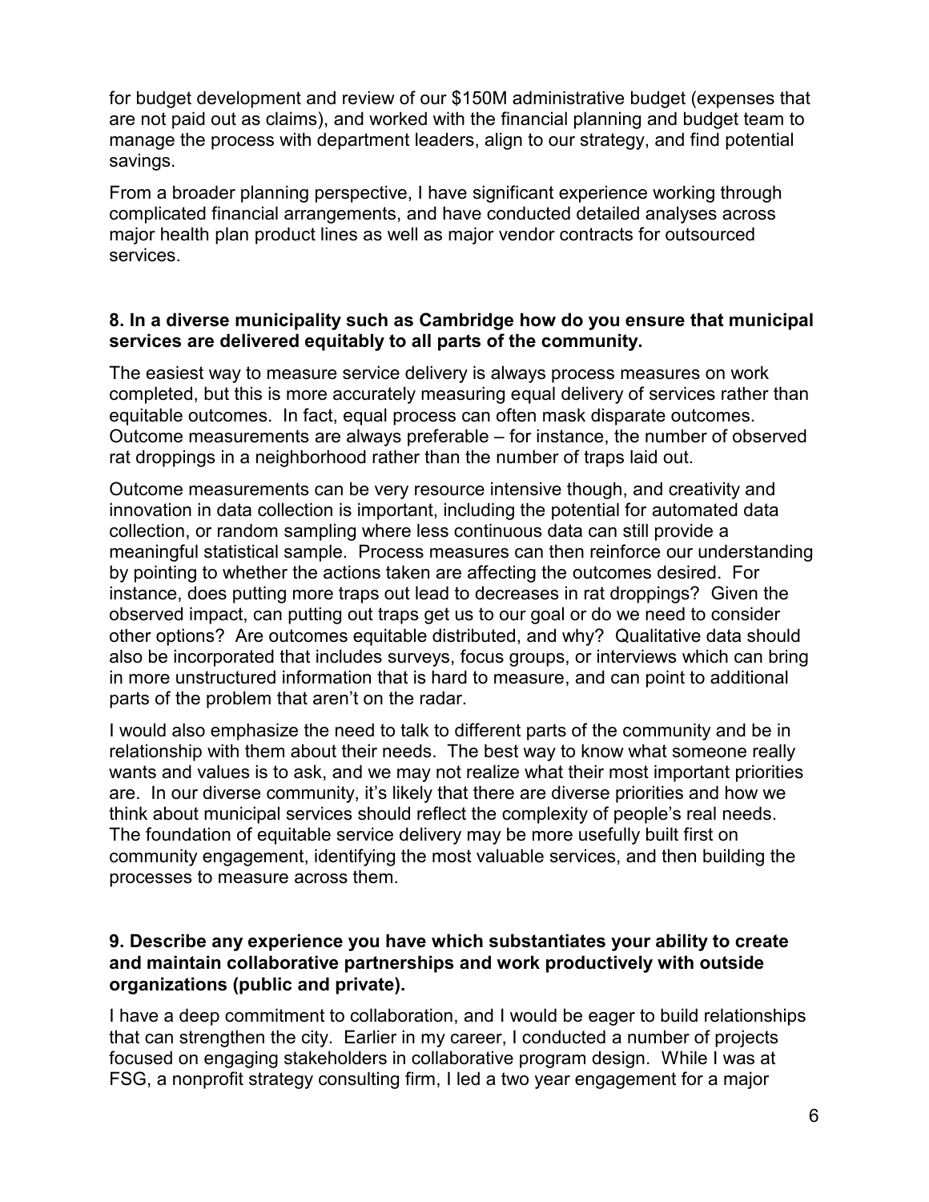for budget development and review of our $150M administrative budget (expenses that are not paid out as claims), and worked with the financial planning and budget team to manage the process with department leaders, align to our strategy, and find potential savings.

From a broader planning perspective, I have significant experience working through complicated financial arrangements, and have conducted detailed analyses across major health plan product lines as well as major vendor contracts for outsourced services.

**8. In a diverse municipality such as Cambridge how do you ensure that municipal services are delivered equitably to all parts of the community.**

The easiest way to measure service delivery is always process measures on work completed, but this is more accurately measuring equal delivery of services rather than equitable outcomes. In fact, equal process can often mask disparate outcomes. Outcome measurements are always preferable – for instance, the number of observed rat droppings in a neighborhood rather than the number of traps laid out.

Outcome measurements can be very resource intensive though, and creativity and innovation in data collection is important, including the potential for automated data collection, or random sampling where less continuous data can still provide a meaningful statistical sample. Process measures can then reinforce our understanding by pointing to whether the actions taken are affecting the outcomes desired. For instance, does putting more traps out lead to decreases in rat droppings? Given the observed impact, can putting out traps get us to our goal or do we need to consider other options? Are outcomes equitable distributed, and why? Qualitative data should also be incorporated that includes surveys, focus groups, or interviews which can bring in more unstructured information that is hard to measure, and can point to additional parts of the problem that aren't on the radar.

I would also emphasize the need to talk to different parts of the community and be in relationship with them about their needs. The best way to know what someone really wants and values is to ask, and we may not realize what their most important priorities are. In our diverse community, it's likely that there are diverse priorities and how we think about municipal services should reflect the complexity of people's real needs. The foundation of equitable service delivery may be more usefully built first on community engagement, identifying the most valuable services, and then building the processes to measure across them.

**9. Describe any experience you have which substantiates your ability to create and maintain collaborative partnerships and work productively with outside organizations (public and private).**

I have a deep commitment to collaboration, and I would be eager to build relationships that can strengthen the city. Earlier in my career, I conducted a number of projects focused on engaging stakeholders in collaborative program design. While I was at FSG, a nonprofit strategy consulting firm, I led a two year engagement for a major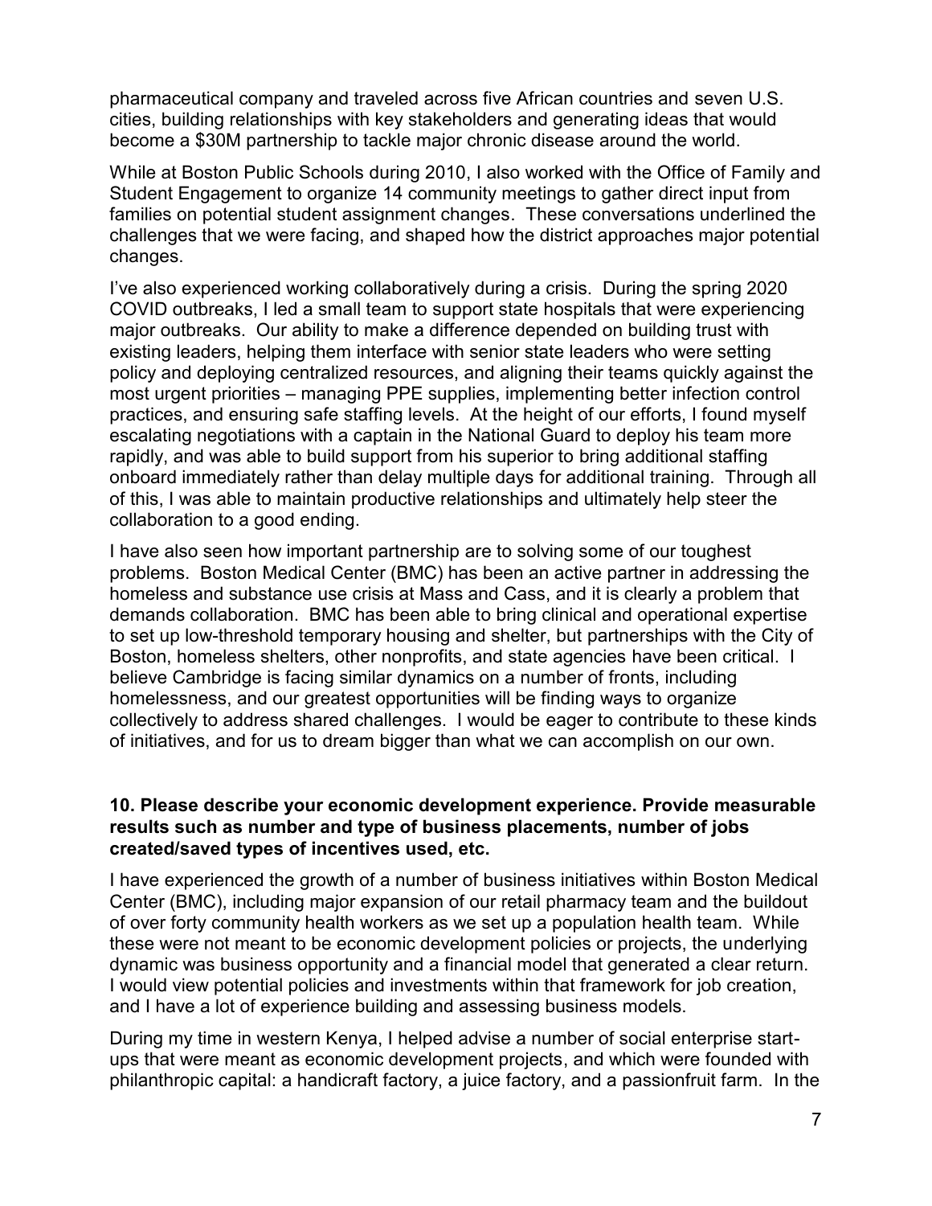pharmaceutical company and traveled across five African countries and seven U.S. cities, building relationships with key stakeholders and generating ideas that would become a $30M partnership to tackle major chronic disease around the world.

While at Boston Public Schools during 2010, I also worked with the Office of Family and Student Engagement to organize 14 community meetings to gather direct input from families on potential student assignment changes. These conversations underlined the challenges that we were facing, and shaped how the district approaches major potential changes.

I've also experienced working collaboratively during a crisis. During the spring 2020 COVID outbreaks, I led a small team to support state hospitals that were experiencing major outbreaks. Our ability to make a difference depended on building trust with existing leaders, helping them interface with senior state leaders who were setting policy and deploying centralized resources, and aligning their teams quickly against the most urgent priorities – managing PPE supplies, implementing better infection control practices, and ensuring safe staffing levels. At the height of our efforts, I found myself escalating negotiations with a captain in the National Guard to deploy his team more rapidly, and was able to build support from his superior to bring additional staffing onboard immediately rather than delay multiple days for additional training. Through all of this, I was able to maintain productive relationships and ultimately help steer the collaboration to a good ending.

I have also seen how important partnership are to solving some of our toughest problems. Boston Medical Center (BMC) has been an active partner in addressing the homeless and substance use crisis at Mass and Cass, and it is clearly a problem that demands collaboration. BMC has been able to bring clinical and operational expertise to set up low-threshold temporary housing and shelter, but partnerships with the City of Boston, homeless shelters, other nonprofits, and state agencies have been critical. I believe Cambridge is facing similar dynamics on a number of fronts, including homelessness, and our greatest opportunities will be finding ways to organize collectively to address shared challenges. I would be eager to contribute to these kinds of initiatives, and for us to dream bigger than what we can accomplish on our own.

**10. Please describe your economic development experience. Provide measurable results such as number and type of business placements, number of jobs created/saved types of incentives used, etc.**

I have experienced the growth of a number of business initiatives within Boston Medical Center (BMC), including major expansion of our retail pharmacy team and the buildout of over forty community health workers as we set up a population health team. While these were not meant to be economic development policies or projects, the underlying dynamic was business opportunity and a financial model that generated a clear return. I would view potential policies and investments within that framework for job creation, and I have a lot of experience building and assessing business models.

During my time in western Kenya, I helped advise a number of social enterprise start-ups that were meant as economic development projects, and which were founded with philanthropic capital: a handicraft factory, a juice factory, and a passionfruit farm. In the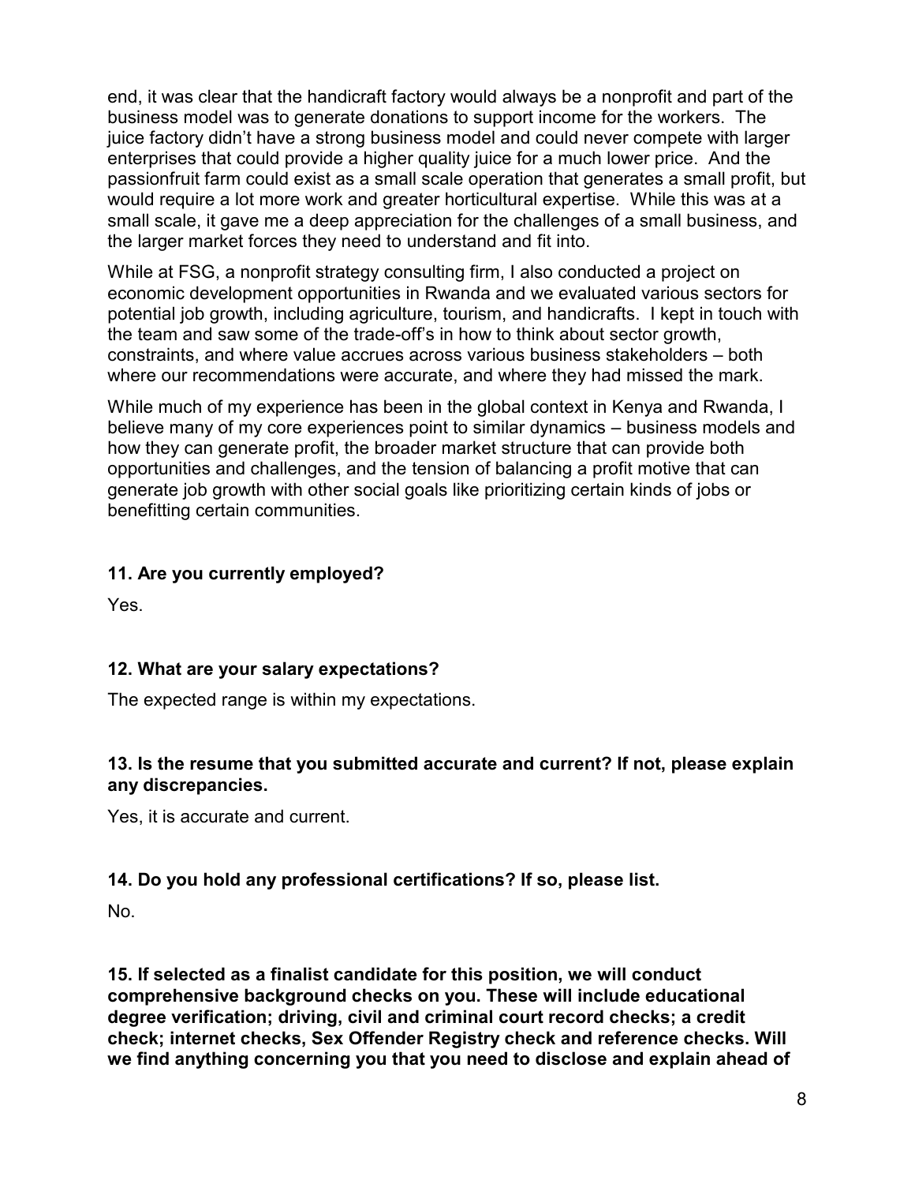end, it was clear that the handicraft factory would always be a nonprofit and part of the business model was to generate donations to support income for the workers. The juice factory didn't have a strong business model and could never compete with larger enterprises that could provide a higher quality juice for a much lower price. And the passionfruit farm could exist as a small scale operation that generates a small profit, but would require a lot more work and greater horticultural expertise. While this was at a small scale, it gave me a deep appreciation for the challenges of a small business, and the larger market forces they need to understand and fit into.

While at FSG, a nonprofit strategy consulting firm, I also conducted a project on economic development opportunities in Rwanda and we evaluated various sectors for potential job growth, including agriculture, tourism, and handicrafts. I kept in touch with the team and saw some of the trade-off's in how to think about sector growth, constraints, and where value accrues across various business stakeholders – both where our recommendations were accurate, and where they had missed the mark.

While much of my experience has been in the global context in Kenya and Rwanda, I believe many of my core experiences point to similar dynamics – business models and how they can generate profit, the broader market structure that can provide both opportunities and challenges, and the tension of balancing a profit motive that can generate job growth with other social goals like prioritizing certain kinds of jobs or benefitting certain communities.

**11. Are you currently employed?**

Yes.

**12. What are your salary expectations?**

The expected range is within my expectations.

**13. Is the resume that you submitted accurate and current? If not, please explain any discrepancies.**

Yes, it is accurate and current.

**14. Do you hold any professional certifications? If so, please list.**

No.

**15. If selected as a finalist candidate for this position, we will conduct comprehensive background checks on you. These will include educational degree verification; driving, civil and criminal court record checks; a credit check; internet checks, Sex Offender Registry check and reference checks. Will we find anything concerning you that you need to disclose and explain ahead of**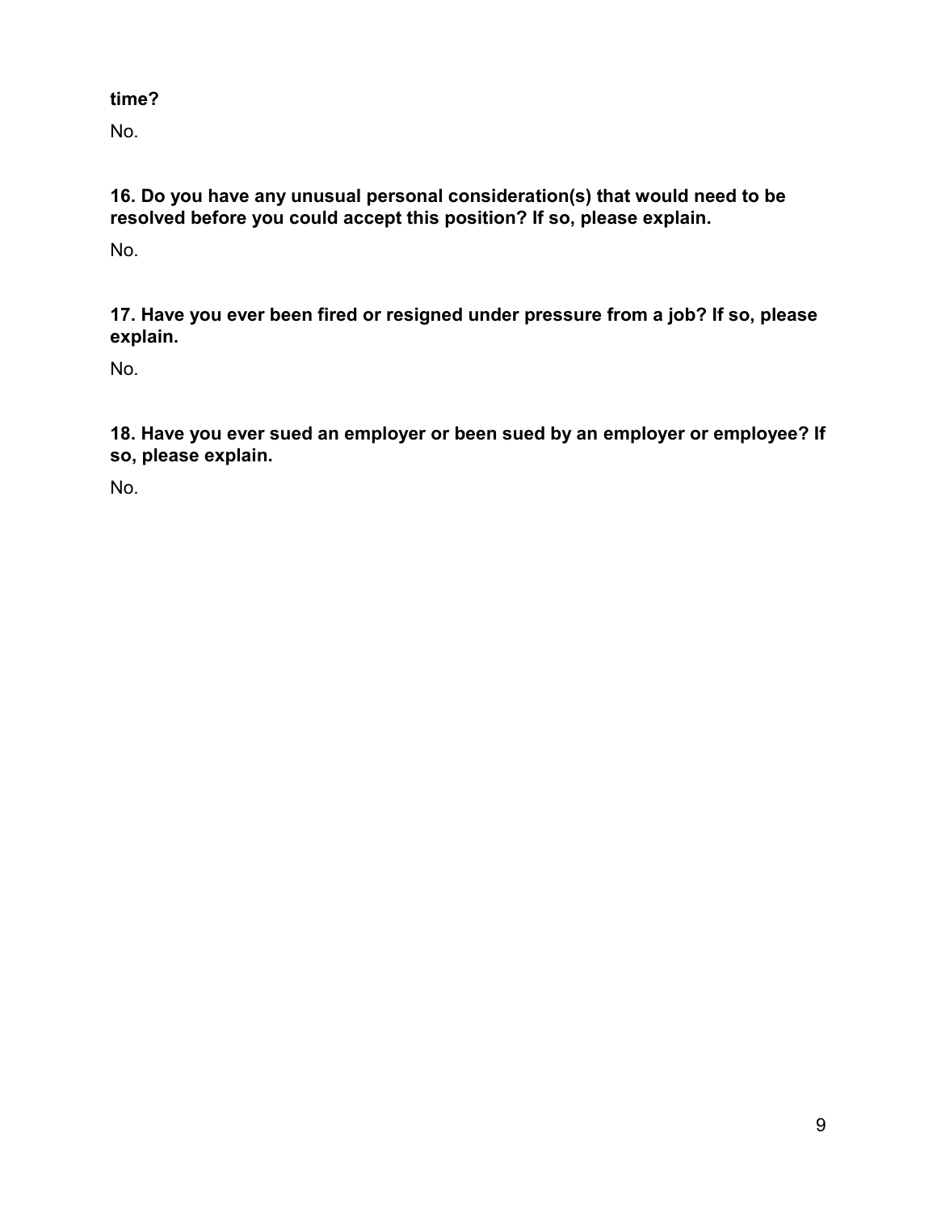**time?**

No.

**16. Do you have any unusual personal consideration(s) that would need to be resolved before you could accept this position? If so, please explain.**

No.

**17. Have you ever been fired or resigned under pressure from a job? If so, please explain.**

No.

**18. Have you ever sued an employer or been sued by an employer or employee? If so, please explain.**

No.